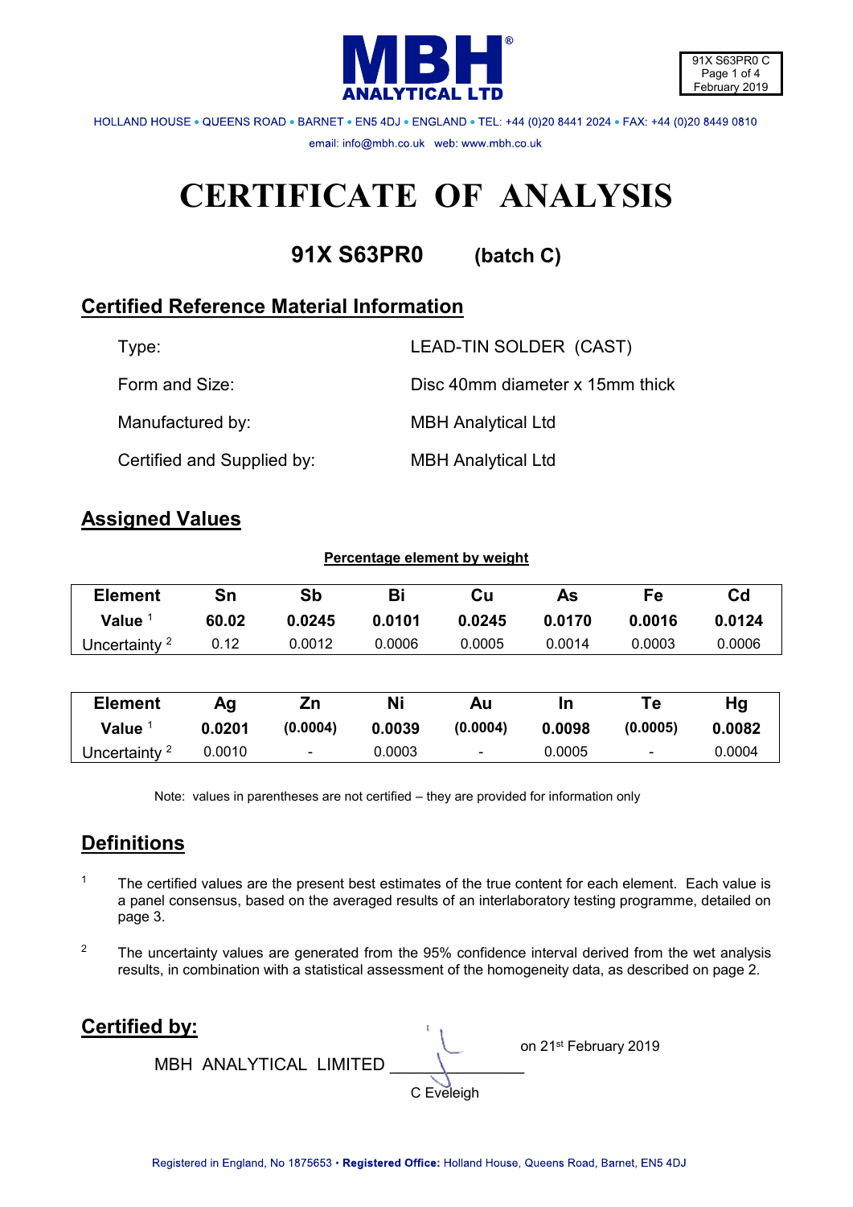MBH® ANALYTICAL LTD

HOLLAND HOUSE • QUEENS ROAD • BARNET • EN5 4DJ • ENGLAND • TEL: +44 (0)20 8441 2024 • FAX: +44 (0)20 8449 0810

email: info@mbh.co.uk web: www.mbh.co.uk

# CERTIFICATE OF ANALYSIS

## 91X S63PR0 (batch C)

## Certified Reference Material Information

| | |
|---|---|
| Type: | LEAD-TIN SOLDER (CAST) |
| Form and Size: | Disc 40mm diameter x 15mm thick |
| Manufactured by: | MBH Analytical Ltd |
| Certified and Supplied by: | MBH Analytical Ltd |

## Assigned Values

**Percentage element by weight**

| Element | Sn | Sb | Bi | Cu | As | Fe | Cd |
|---|---|---|---|---|---|---|---|
| Value [1] | **60.02** | **0.0245** | **0.0101** | **0.0245** | **0.0170** | **0.0016** | **0.0124** |
| Uncertainty [2] | 0.12 | 0.0012 | 0.0006 | 0.0005 | 0.0014 | 0.0003 | 0.0006 |

| Element | Ag | Zn | Ni | Au | In | Te | Hg |
|---|---|---|---|---|---|---|---|
| Value [1] | **0.0201** | **(0.0004)** | **0.0039** | **(0.0004)** | **0.0098** | **(0.0005)** | **0.0082** |
| Uncertainty [2] | 0.0010 | - | 0.0003 | - | 0.0005 | - | 0.0004 |

Note: values in parentheses are not certified – they are provided for information only

## Definitions

1. The certified values are the present best estimates of the true content for each element. Each value is a panel consensus, based on the averaged results of an interlaboratory testing programme, detailed on page 3.

2. The uncertainty values are generated from the 95% confidence interval derived from the wet analysis results, in combination with a statistical assessment of the homogeneity data, as described on page 2.

## Certified by:

MBH ANALYTICAL LIMITED ______________ on 21st February 2019

C Eveleigh

Registered in England, No 1875653 • **Registered Office:** Holland House, Queens Road, Barnet, EN5 4DJ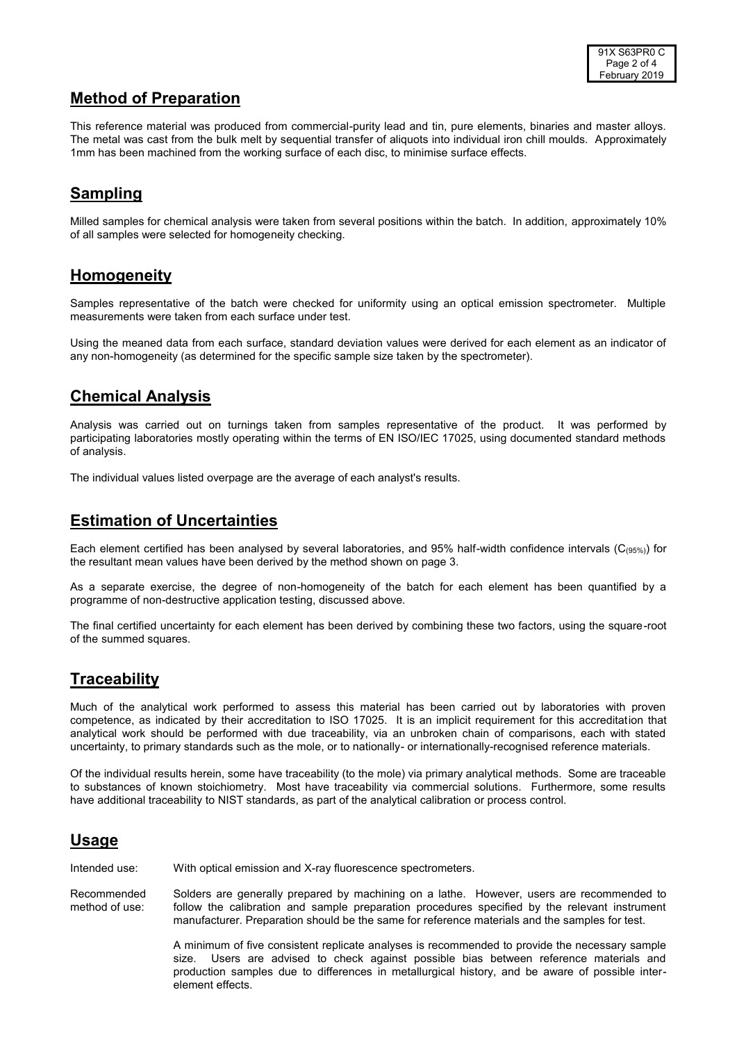## Method of Preparation

This reference material was produced from commercial-purity lead and tin, pure elements, binaries and master alloys. The metal was cast from the bulk melt by sequential transfer of aliquots into individual iron chill moulds. Approximately 1mm has been machined from the working surface of each disc, to minimise surface effects.

## Sampling

Milled samples for chemical analysis were taken from several positions within the batch. In addition, approximately 10% of all samples were selected for homogeneity checking.

## Homogeneity

Samples representative of the batch were checked for uniformity using an optical emission spectrometer. Multiple measurements were taken from each surface under test.

Using the meaned data from each surface, standard deviation values were derived for each element as an indicator of any non-homogeneity (as determined for the specific sample size taken by the spectrometer).

## Chemical Analysis

Analysis was carried out on turnings taken from samples representative of the product. It was performed by participating laboratories mostly operating within the terms of EN ISO/IEC 17025, using documented standard methods of analysis.

The individual values listed overpage are the average of each analyst's results.

## Estimation of Uncertainties

Each element certified has been analysed by several laboratories, and 95% half-width confidence intervals ($C_{(95\%)}$) for the resultant mean values have been derived by the method shown on page 3.

As a separate exercise, the degree of non-homogeneity of the batch for each element has been quantified by a programme of non-destructive application testing, discussed above.

The final certified uncertainty for each element has been derived by combining these two factors, using the square-root of the summed squares.

## Traceability

Much of the analytical work performed to assess this material has been carried out by laboratories with proven competence, as indicated by their accreditation to ISO 17025. It is an implicit requirement for this accreditation that analytical work should be performed with due traceability, via an unbroken chain of comparisons, each with stated uncertainty, to primary standards such as the mole, or to nationally- or internationally-recognised reference materials.

Of the individual results herein, some have traceability (to the mole) via primary analytical methods. Some are traceable to substances of known stoichiometry. Most have traceability via commercial solutions. Furthermore, some results have additional traceability to NIST standards, as part of the analytical calibration or process control.

## Usage

Intended use: With optical emission and X-ray fluorescence spectrometers.

Recommended method of use: Solders are generally prepared by machining on a lathe. However, users are recommended to follow the calibration and sample preparation procedures specified by the relevant instrument manufacturer. Preparation should be the same for reference materials and the samples for test.

A minimum of five consistent replicate analyses is recommended to provide the necessary sample size. Users are advised to check against possible bias between reference materials and production samples due to differences in metallurgical history, and be aware of possible inter-element effects.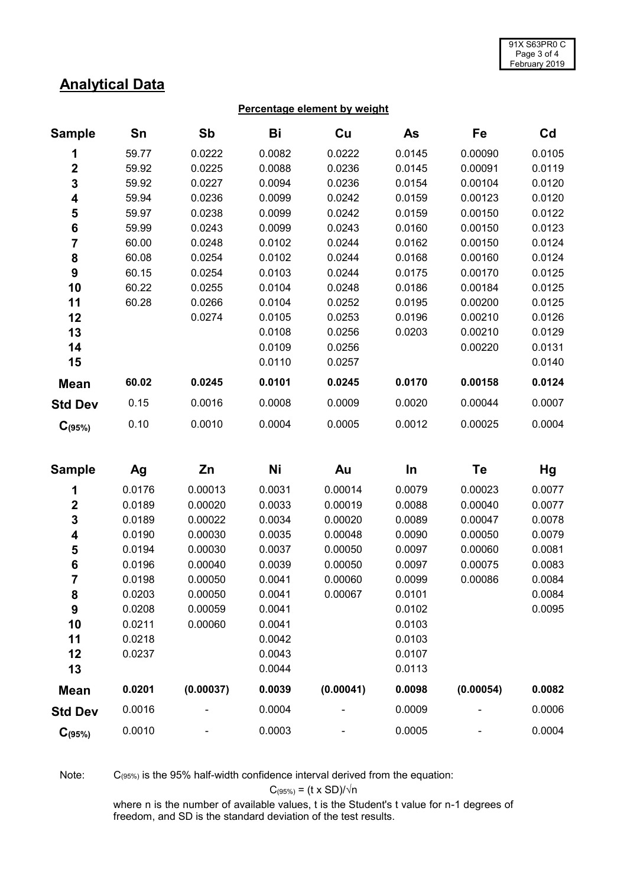# Analytical Data

**Percentage element by weight**

| Sample | Sn | Sb | Bi | Cu | As | Fe | Cd |
|---|---|---|---|---|---|---|---|
| **1** | 59.77 | 0.0222 | 0.0082 | 0.0222 | 0.0145 | 0.00090 | 0.0105 |
| **2** | 59.92 | 0.0225 | 0.0088 | 0.0236 | 0.0145 | 0.00091 | 0.0119 |
| **3** | 59.92 | 0.0227 | 0.0094 | 0.0236 | 0.0154 | 0.00104 | 0.0120 |
| **4** | 59.94 | 0.0236 | 0.0099 | 0.0242 | 0.0159 | 0.00123 | 0.0120 |
| **5** | 59.97 | 0.0238 | 0.0099 | 0.0242 | 0.0159 | 0.00150 | 0.0122 |
| **6** | 59.99 | 0.0243 | 0.0099 | 0.0243 | 0.0160 | 0.00150 | 0.0123 |
| **7** | 60.00 | 0.0248 | 0.0102 | 0.0244 | 0.0162 | 0.00150 | 0.0124 |
| **8** | 60.08 | 0.0254 | 0.0102 | 0.0244 | 0.0168 | 0.00160 | 0.0124 |
| **9** | 60.15 | 0.0254 | 0.0103 | 0.0244 | 0.0175 | 0.00170 | 0.0125 |
| **10** | 60.22 | 0.0255 | 0.0104 | 0.0248 | 0.0186 | 0.00184 | 0.0125 |
| **11** | 60.28 | 0.0266 | 0.0104 | 0.0252 | 0.0195 | 0.00200 | 0.0125 |
| **12** | | 0.0274 | 0.0105 | 0.0253 | 0.0196 | 0.00210 | 0.0126 |
| **13** | | | 0.0108 | 0.0256 | 0.0203 | 0.00210 | 0.0129 |
| **14** | | | 0.0109 | 0.0256 | | 0.00220 | 0.0131 |
| **15** | | | 0.0110 | 0.0257 | | | 0.0140 |
| **Mean** | **60.02** | **0.0245** | **0.0101** | **0.0245** | **0.0170** | **0.00158** | **0.0124** |
| **Std Dev** | 0.15 | 0.0016 | 0.0008 | 0.0009 | 0.0020 | 0.00044 | 0.0007 |
| **$C_{(95\%)}$** | 0.10 | 0.0010 | 0.0004 | 0.0005 | 0.0012 | 0.00025 | 0.0004 |

| Sample | Ag | Zn | Ni | Au | In | Te | Hg |
|---|---|---|---|---|---|---|---|
| **1** | 0.0176 | 0.00013 | 0.0031 | 0.00014 | 0.0079 | 0.00023 | 0.0077 |
| **2** | 0.0189 | 0.00020 | 0.0033 | 0.00019 | 0.0088 | 0.00040 | 0.0077 |
| **3** | 0.0189 | 0.00022 | 0.0034 | 0.00020 | 0.0089 | 0.00047 | 0.0078 |
| **4** | 0.0190 | 0.00030 | 0.0035 | 0.00048 | 0.0090 | 0.00050 | 0.0079 |
| **5** | 0.0194 | 0.00030 | 0.0037 | 0.00050 | 0.0097 | 0.00060 | 0.0081 |
| **6** | 0.0196 | 0.00040 | 0.0039 | 0.00050 | 0.0097 | 0.00075 | 0.0083 |
| **7** | 0.0198 | 0.00050 | 0.0041 | 0.00060 | 0.0099 | 0.00086 | 0.0084 |
| **8** | 0.0203 | 0.00050 | 0.0041 | 0.00067 | 0.0101 | | 0.0084 |
| **9** | 0.0208 | 0.00059 | 0.0041 | | 0.0102 | | 0.0095 |
| **10** | 0.0211 | 0.00060 | 0.0041 | | 0.0103 | | |
| **11** | 0.0218 | | 0.0042 | | 0.0103 | | |
| **12** | 0.0237 | | 0.0043 | | 0.0107 | | |
| **13** | | | 0.0044 | | 0.0113 | | |
| **Mean** | **0.0201** | **(0.00037)** | **0.0039** | **(0.00041)** | **0.0098** | **(0.00054)** | **0.0082** |
| **Std Dev** | 0.0016 | - | 0.0004 | - | 0.0009 | - | 0.0006 |
| **$C_{(95\%)}$** | 0.0010 | - | 0.0003 | - | 0.0005 | - | 0.0004 |

Note: $C_{(95\%)}$ is the 95% half-width confidence interval derived from the equation:

$$C_{(95\%)} = (t \times SD)/\sqrt{n}$$

where n is the number of available values, t is the Student's t value for n-1 degrees of freedom, and SD is the standard deviation of the test results.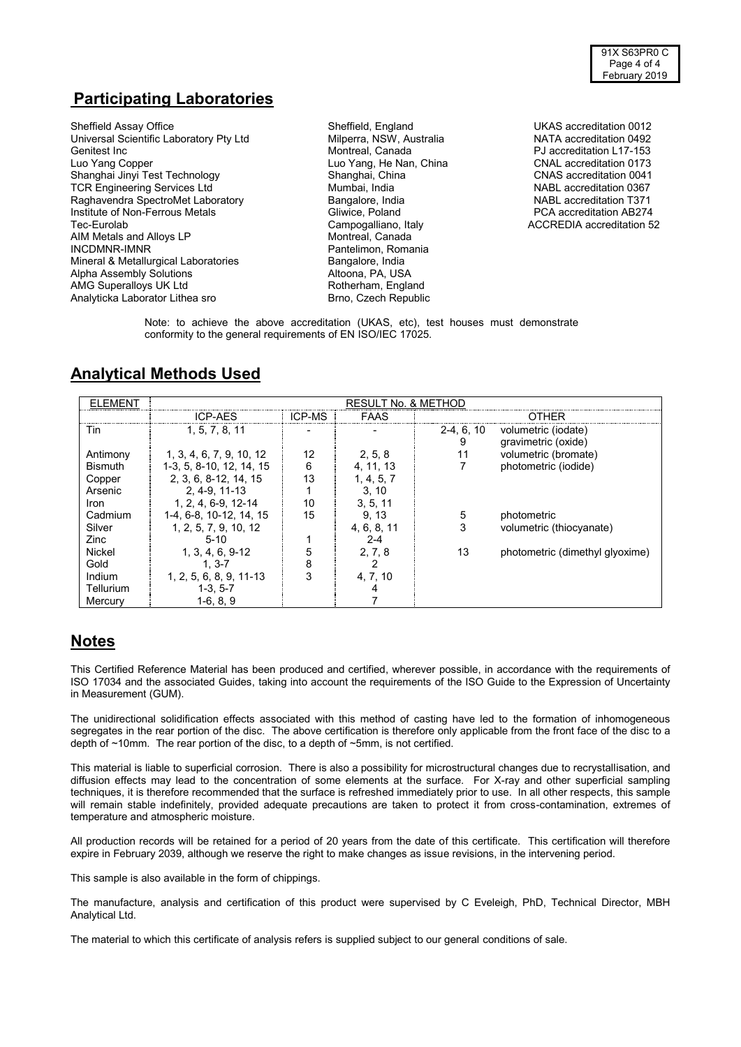## Participating Laboratories

| | | |
|---|---|---|
| Sheffield Assay Office | Sheffield, England | UKAS accreditation 0012 |
| Universal Scientific Laboratory Pty Ltd | Milperra, NSW, Australia | NATA accreditation 0492 |
| Genitest Inc | Montreal, Canada | PJ accreditation L17-153 |
| Luo Yang Copper | Luo Yang, He Nan, China | CNAL accreditation 0173 |
| Shanghai Jinyi Test Technology | Shanghai, China | CNAS accreditation 0041 |
| TCR Engineering Services Ltd | Mumbai, India | NABL accreditation 0367 |
| Raghavendra SpectroMet Laboratory | Bangalore, India | NABL accreditation T371 |
| Institute of Non-Ferrous Metals | Gliwice, Poland | PCA accreditation AB274 |
| Tec-Eurolab | Campogalliano, Italy | ACCREDIA accreditation 52 |
| AIM Metals and Alloys LP | Montreal, Canada | |
| INCDMNR-IMNR | Pantelimon, Romania | |
| Mineral & Metallurgical Laboratories | Bangalore, India | |
| Alpha Assembly Solutions | Altoona, PA, USA | |
| AMG Superalloys UK Ltd | Rotherham, England | |
| Analyticka Laborator Lithea sro | Brno, Czech Republic | |

Note: to achieve the above accreditation (UKAS, etc), test houses must demonstrate conformity to the general requirements of EN ISO/IEC 17025.

## Analytical Methods Used

| ELEMENT | RESULT No. & METHOD | | | | |
|---|---|---|---|---|---|
| | ICP-AES | ICP-MS | FAAS | OTHER | |
| Tin | 1, 5, 7, 8, 11 | - | - | 2-4, 6, 10 | volumetric (iodate) |
| | | | | 9 | gravimetric (oxide) |
| Antimony | 1, 3, 4, 6, 7, 9, 10, 12 | 12 | 2, 5, 8 | 11 | volumetric (bromate) |
| Bismuth | 1-3, 5, 8-10, 12, 14, 15 | 6 | 4, 11, 13 | 7 | photometric (iodide) |
| Copper | 2, 3, 6, 8-12, 14, 15 | 13 | 1, 4, 5, 7 | | |
| Arsenic | 2, 4-9, 11-13 | 1 | 3, 10 | | |
| Iron | 1, 2, 4, 6-9, 12-14 | 10 | 3, 5, 11 | | |
| Cadmium | 1-4, 6-8, 10-12, 14, 15 | 15 | 9, 13 | 5 | photometric |
| Silver | 1, 2, 5, 7, 9, 10, 12 | | 4, 6, 8, 11 | 3 | volumetric (thiocyanate) |
| Zinc | 5-10 | 1 | 2-4 | | |
| Nickel | 1, 3, 4, 6, 9-12 | 5 | 2, 7, 8 | 13 | photometric (dimethyl glyoxime) |
| Gold | 1, 3-7 | 8 | 2 | | |
| Indium | 1, 2, 5, 6, 8, 9, 11-13 | 3 | 4, 7, 10 | | |
| Tellurium | 1-3, 5-7 | | 4 | | |
| Mercury | 1-6, 8, 9 | | 7 | | |

## Notes

This Certified Reference Material has been produced and certified, wherever possible, in accordance with the requirements of ISO 17034 and the associated Guides, taking into account the requirements of the ISO Guide to the Expression of Uncertainty in Measurement (GUM).

The unidirectional solidification effects associated with this method of casting have led to the formation of inhomogeneous segregates in the rear portion of the disc. The above certification is therefore only applicable from the front face of the disc to a depth of ~10mm. The rear portion of the disc, to a depth of ~5mm, is not certified.

This material is liable to superficial corrosion. There is also a possibility for microstructural changes due to recrystallisation, and diffusion effects may lead to the concentration of some elements at the surface. For X-ray and other superficial sampling techniques, it is therefore recommended that the surface is refreshed immediately prior to use. In all other respects, this sample will remain stable indefinitely, provided adequate precautions are taken to protect it from cross-contamination, extremes of temperature and atmospheric moisture.

All production records will be retained for a period of 20 years from the date of this certificate. This certification will therefore expire in February 2039, although we reserve the right to make changes as issue revisions, in the intervening period.

This sample is also available in the form of chippings.

The manufacture, analysis and certification of this product were supervised by C Eveleigh, PhD, Technical Director, MBH Analytical Ltd.

The material to which this certificate of analysis refers is supplied subject to our general conditions of sale.